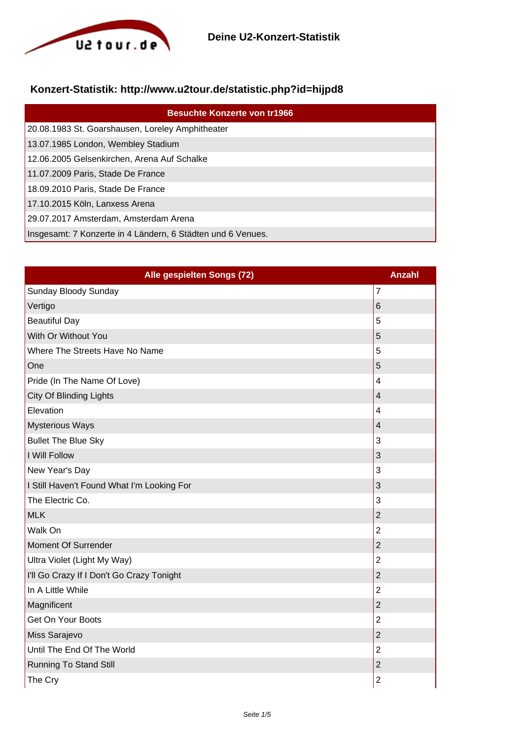## Deine U2-Konzert-Statistik

### Konzert-Statistik: http://www.u2tour.de/statistic.php?id=hijpd8

| Besuchte Konzerte von tr1966 |
|---|
| 20.08.1983 St. Goarshausen, Loreley Amphitheater |
| 13.07.1985 London, Wembley Stadium |
| 12.06.2005 Gelsenkirchen, Arena Auf Schalke |
| 11.07.2009 Paris, Stade De France |
| 18.09.2010 Paris, Stade De France |
| 17.10.2015 Köln, Lanxess Arena |
| 29.07.2017 Amsterdam, Amsterdam Arena |
| Insgesamt: 7 Konzerte in 4 Ländern, 6 Städten und 6 Venues. |

| Alle gespielten Songs (72) | Anzahl |
|---|---|
| Sunday Bloody Sunday | 7 |
| Vertigo | 6 |
| Beautiful Day | 5 |
| With Or Without You | 5 |
| Where The Streets Have No Name | 5 |
| One | 5 |
| Pride (In The Name Of Love) | 4 |
| City Of Blinding Lights | 4 |
| Elevation | 4 |
| Mysterious Ways | 4 |
| Bullet The Blue Sky | 3 |
| I Will Follow | 3 |
| New Year's Day | 3 |
| I Still Haven't Found What I'm Looking For | 3 |
| The Electric Co. | 3 |
| MLK | 2 |
| Walk On | 2 |
| Moment Of Surrender | 2 |
| Ultra Violet (Light My Way) | 2 |
| I'll Go Crazy If I Don't Go Crazy Tonight | 2 |
| In A Little While | 2 |
| Magnificent | 2 |
| Get On Your Boots | 2 |
| Miss Sarajevo | 2 |
| Until The End Of The World | 2 |
| Running To Stand Still | 2 |
| The Cry | 2 |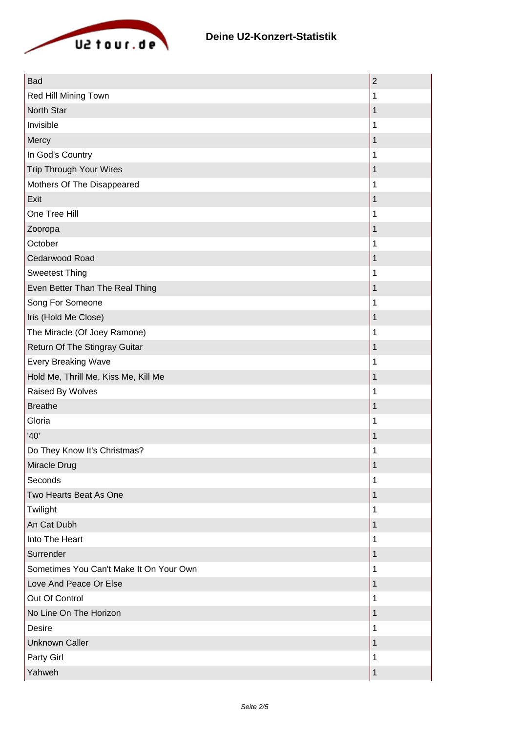# Deine U2-Konzert-Statistik

| | |
|---|---|
| Bad | 2 |
| Red Hill Mining Town | 1 |
| North Star | 1 |
| Invisible | 1 |
| Mercy | 1 |
| In God's Country | 1 |
| Trip Through Your Wires | 1 |
| Mothers Of The Disappeared | 1 |
| Exit | 1 |
| One Tree Hill | 1 |
| Zooropa | 1 |
| October | 1 |
| Cedarwood Road | 1 |
| Sweetest Thing | 1 |
| Even Better Than The Real Thing | 1 |
| Song For Someone | 1 |
| Iris (Hold Me Close) | 1 |
| The Miracle (Of Joey Ramone) | 1 |
| Return Of The Stingray Guitar | 1 |
| Every Breaking Wave | 1 |
| Hold Me, Thrill Me, Kiss Me, Kill Me | 1 |
| Raised By Wolves | 1 |
| Breathe | 1 |
| Gloria | 1 |
| '40' | 1 |
| Do They Know It's Christmas? | 1 |
| Miracle Drug | 1 |
| Seconds | 1 |
| Two Hearts Beat As One | 1 |
| Twilight | 1 |
| An Cat Dubh | 1 |
| Into The Heart | 1 |
| Surrender | 1 |
| Sometimes You Can't Make It On Your Own | 1 |
| Love And Peace Or Else | 1 |
| Out Of Control | 1 |
| No Line On The Horizon | 1 |
| Desire | 1 |
| Unknown Caller | 1 |
| Party Girl | 1 |
| Yahweh | 1 |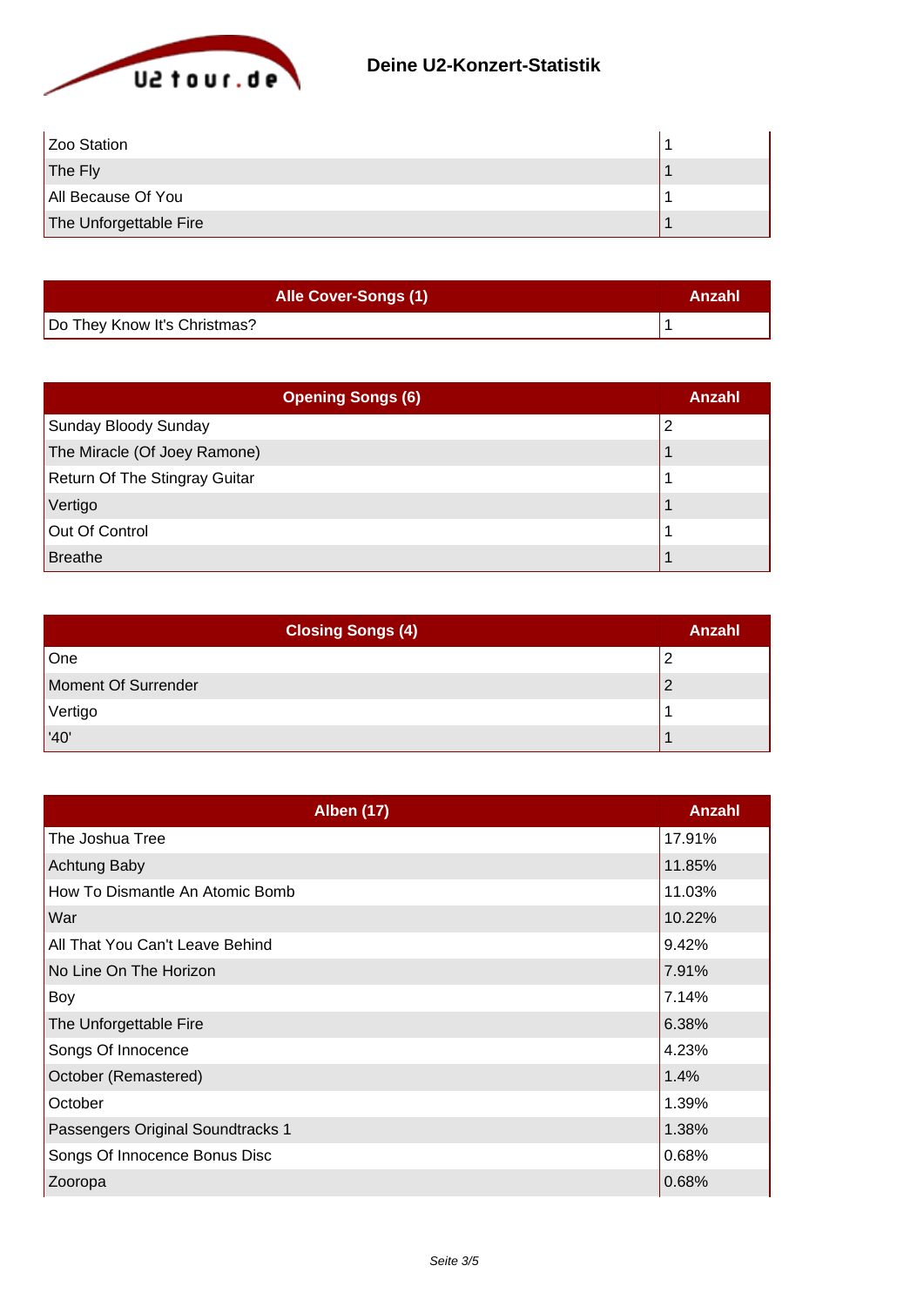# Deine U2-Konzert-Statistik

| | |
|---|---|
| Zoo Station | 1 |
| The Fly | 1 |
| All Because Of You | 1 |
| The Unforgettable Fire | 1 |

| Alle Cover-Songs (1) | Anzahl |
|---|---|
| Do They Know It's Christmas? | 1 |

| Opening Songs (6) | Anzahl |
|---|---|
| Sunday Bloody Sunday | 2 |
| The Miracle (Of Joey Ramone) | 1 |
| Return Of The Stingray Guitar | 1 |
| Vertigo | 1 |
| Out Of Control | 1 |
| Breathe | 1 |

| Closing Songs (4) | Anzahl |
|---|---|
| One | 2 |
| Moment Of Surrender | 2 |
| Vertigo | 1 |
| '40' | 1 |

| Alben (17) | Anzahl |
|---|---|
| The Joshua Tree | 17.91% |
| Achtung Baby | 11.85% |
| How To Dismantle An Atomic Bomb | 11.03% |
| War | 10.22% |
| All That You Can't Leave Behind | 9.42% |
| No Line On The Horizon | 7.91% |
| Boy | 7.14% |
| The Unforgettable Fire | 6.38% |
| Songs Of Innocence | 4.23% |
| October (Remastered) | 1.4% |
| October | 1.39% |
| Passengers Original Soundtracks 1 | 1.38% |
| Songs Of Innocence Bonus Disc | 0.68% |
| Zooropa | 0.68% |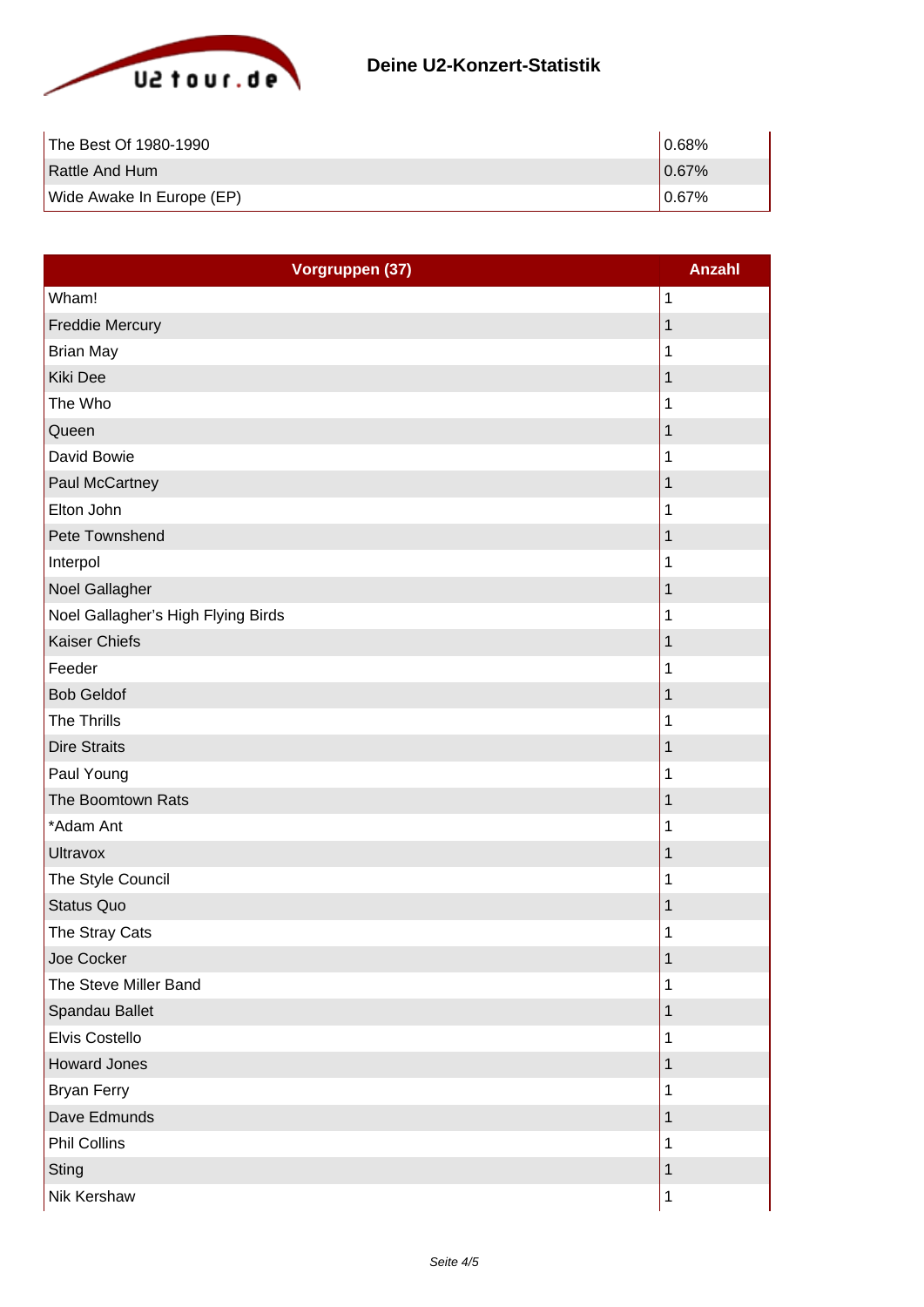| The Best Of 1980-1990 | 0.68% |
|---|---|
| Rattle And Hum | 0.67% |
| Wide Awake In Europe (EP) | 0.67% |

| Vorgruppen (37) | Anzahl |
|---|---|
| Wham! | 1 |
| Freddie Mercury | 1 |
| Brian May | 1 |
| Kiki Dee | 1 |
| The Who | 1 |
| Queen | 1 |
| David Bowie | 1 |
| Paul McCartney | 1 |
| Elton John | 1 |
| Pete Townshend | 1 |
| Interpol | 1 |
| Noel Gallagher | 1 |
| Noel Gallagher's High Flying Birds | 1 |
| Kaiser Chiefs | 1 |
| Feeder | 1 |
| Bob Geldof | 1 |
| The Thrills | 1 |
| Dire Straits | 1 |
| Paul Young | 1 |
| The Boomtown Rats | 1 |
| *Adam Ant | 1 |
| Ultravox | 1 |
| The Style Council | 1 |
| Status Quo | 1 |
| The Stray Cats | 1 |
| Joe Cocker | 1 |
| The Steve Miller Band | 1 |
| Spandau Ballet | 1 |
| Elvis Costello | 1 |
| Howard Jones | 1 |
| Bryan Ferry | 1 |
| Dave Edmunds | 1 |
| Phil Collins | 1 |
| Sting | 1 |
| Nik Kershaw | 1 |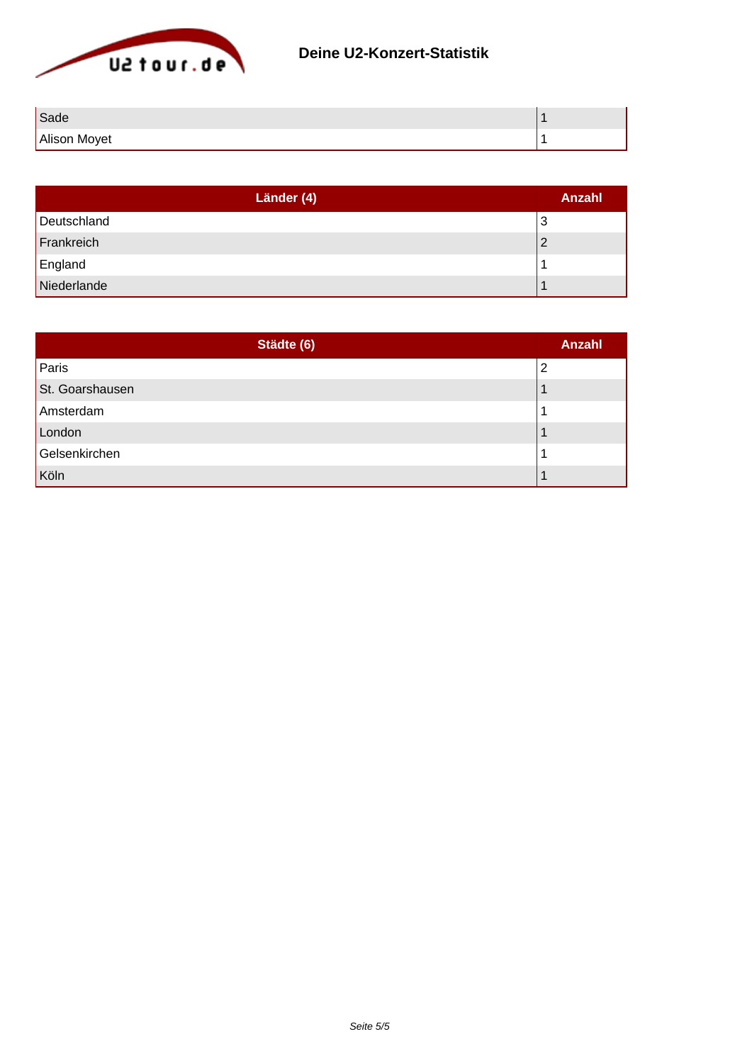# Deine U2-Konzert-Statistik

| | |
|---|---|
| Sade | 1 |
| Alison Moyet | 1 |

| Länder (4) | Anzahl |
|---|---|
| Deutschland | 3 |
| Frankreich | 2 |
| England | 1 |
| Niederlande | 1 |

| Städte (6) | Anzahl |
|---|---|
| Paris | 2 |
| St. Goarshausen | 1 |
| Amsterdam | 1 |
| London | 1 |
| Gelsenkirchen | 1 |
| Köln | 1 |